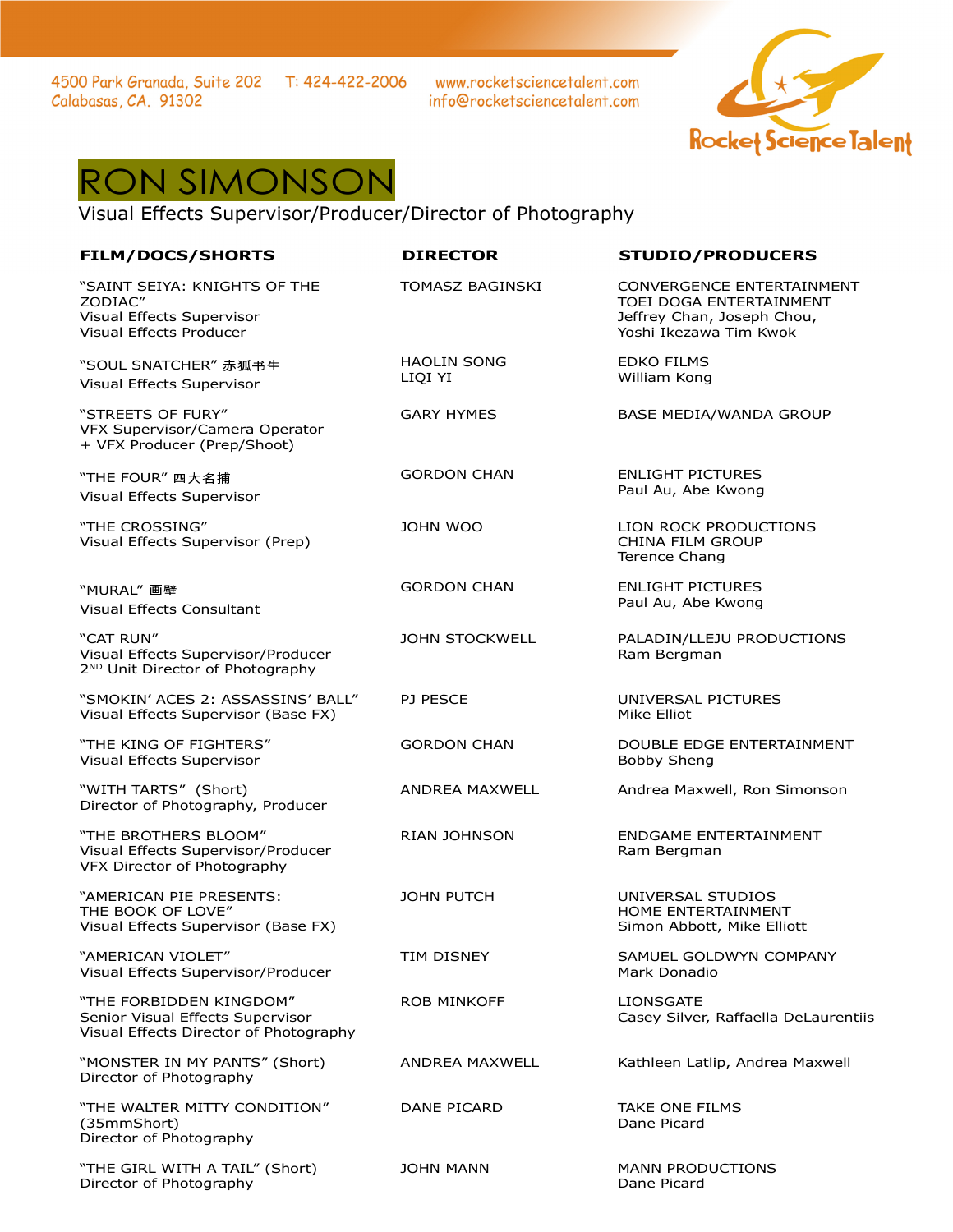4500 Park Granada, Suite 202
Calabasas, CA. 91302

T: 424-422-2006

www.rocketsciencetalent.com
info@rocketsciencetalent.com

Rocket Science Talent

# RON SIMONSON

Visual Effects Supervisor/Producer/Director of Photography

| FILM/DOCS/SHORTS | DIRECTOR | STUDIO/PRODUCERS |
|---|---|---|
| "SAINT SEIYA: KNIGHTS OF THE ZODIAC"<br>Visual Effects Supervisor<br>Visual Effects Producer | TOMASZ BAGINSKI | CONVERGENCE ENTERTAINMENT<br>TOEI DOGA ENTERTAINMENT<br>Jeffrey Chan, Joseph Chou,<br>Yoshi Ikezawa Tim Kwok |
| "SOUL SNATCHER" 赤狐书生<br>Visual Effects Supervisor | HAOLIN SONG<br>LIQI YI | EDKO FILMS<br>William Kong |
| "STREETS OF FURY"<br>VFX Supervisor/Camera Operator<br>+ VFX Producer (Prep/Shoot) | GARY HYMES | BASE MEDIA/WANDA GROUP |
| "THE FOUR" 四大名捕<br>Visual Effects Supervisor | GORDON CHAN | ENLIGHT PICTURES<br>Paul Au, Abe Kwong |
| "THE CROSSING"<br>Visual Effects Supervisor (Prep) | JOHN WOO | LION ROCK PRODUCTIONS<br>CHINA FILM GROUP<br>Terence Chang |
| "MURAL" 画壁<br>Visual Effects Consultant | GORDON CHAN | ENLIGHT PICTURES<br>Paul Au, Abe Kwong |
| "CAT RUN"<br>Visual Effects Supervisor/Producer<br>2ND Unit Director of Photography | JOHN STOCKWELL | PALADIN/LLEJU PRODUCTIONS<br>Ram Bergman |
| "SMOKIN' ACES 2: ASSASSINS' BALL"<br>Visual Effects Supervisor (Base FX) | PJ PESCE | UNIVERSAL PICTURES<br>Mike Elliot |
| "THE KING OF FIGHTERS"<br>Visual Effects Supervisor | GORDON CHAN | DOUBLE EDGE ENTERTAINMENT<br>Bobby Sheng |
| "WITH TARTS" (Short)<br>Director of Photography, Producer | ANDREA MAXWELL | Andrea Maxwell, Ron Simonson |
| "THE BROTHERS BLOOM"<br>Visual Effects Supervisor/Producer<br>VFX Director of Photography | RIAN JOHNSON | ENDGAME ENTERTAINMENT<br>Ram Bergman |
| "AMERICAN PIE PRESENTS:<br>THE BOOK OF LOVE"<br>Visual Effects Supervisor (Base FX) | JOHN PUTCH | UNIVERSAL STUDIOS<br>HOME ENTERTAINMENT<br>Simon Abbott, Mike Elliott |
| "AMERICAN VIOLET"<br>Visual Effects Supervisor/Producer | TIM DISNEY | SAMUEL GOLDWYN COMPANY<br>Mark Donadio |
| "THE FORBIDDEN KINGDOM"<br>Senior Visual Effects Supervisor<br>Visual Effects Director of Photography | ROB MINKOFF | LIONSGATE<br>Casey Silver, Raffaella DeLaurentiis |
| "MONSTER IN MY PANTS" (Short)<br>Director of Photography | ANDREA MAXWELL | Kathleen Latlip, Andrea Maxwell |
| "THE WALTER MITTY CONDITION"<br>(35mmShort)<br>Director of Photography | DANE PICARD | TAKE ONE FILMS<br>Dane Picard |
| "THE GIRL WITH A TAIL" (Short)<br>Director of Photography | JOHN MANN | MANN PRODUCTIONS<br>Dane Picard |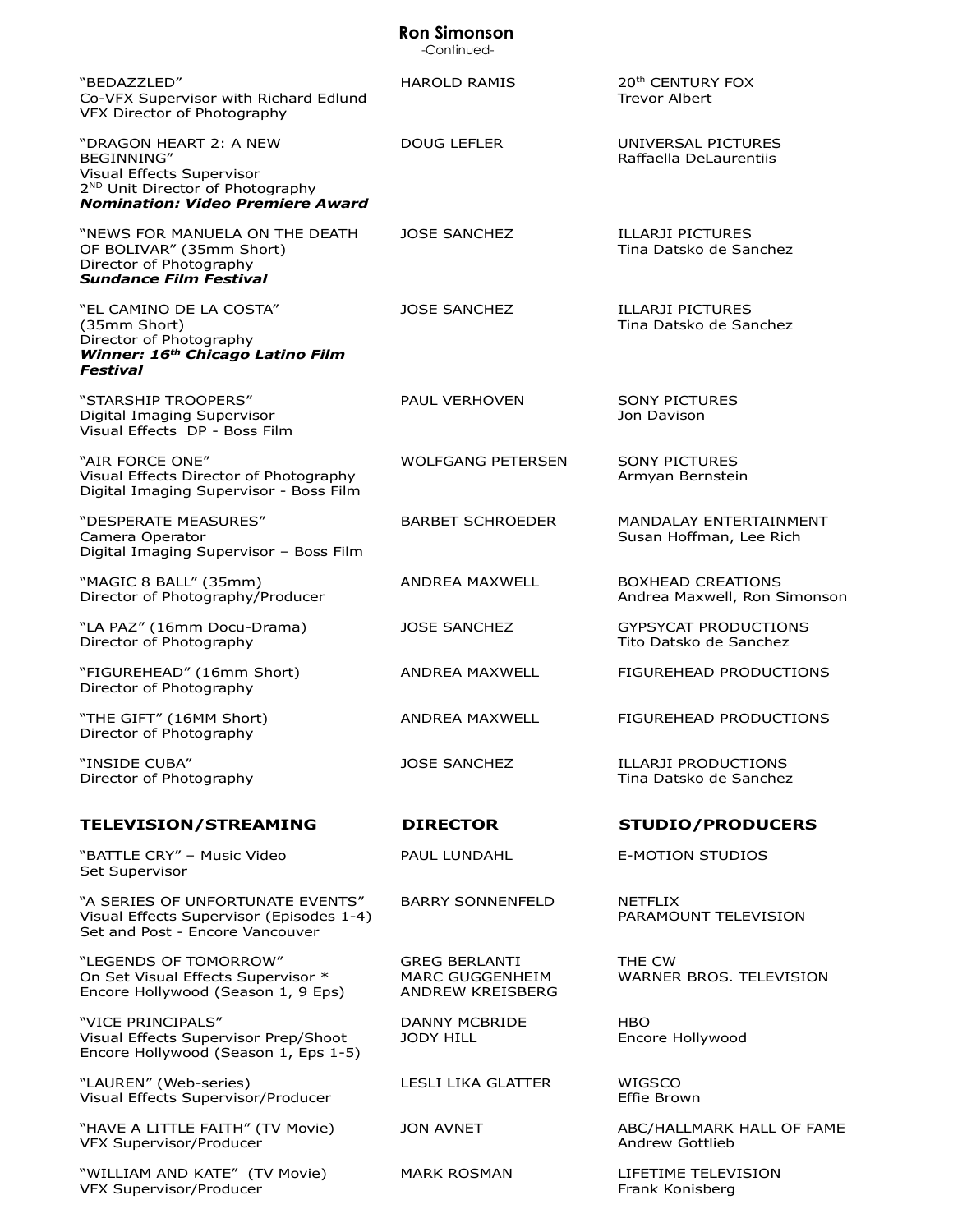**Ron Simonson**
-Continued-

| | | |
|---|---|---|
| "BEDAZZLED"<br>Co-VFX Supervisor with Richard Edlund<br>VFX Director of Photography | HAROLD RAMIS | 20th CENTURY FOX<br>Trevor Albert |
| "DRAGON HEART 2: A NEW BEGINNING"<br>Visual Effects Supervisor<br>2ND Unit Director of Photography<br>***Nomination: Video Premiere Award*** | DOUG LEFLER | UNIVERSAL PICTURES<br>Raffaella DeLaurentiis |
| "NEWS FOR MANUELA ON THE DEATH OF BOLIVAR" (35mm Short)<br>Director of Photography<br>***Sundance Film Festival*** | JOSE SANCHEZ | ILLARJI PICTURES<br>Tina Datsko de Sanchez |
| "EL CAMINO DE LA COSTA" (35mm Short)<br>Director of Photography<br>***Winner: 16th Chicago Latino Film Festival*** | JOSE SANCHEZ | ILLARJI PICTURES<br>Tina Datsko de Sanchez |
| "STARSHIP TROOPERS"<br>Digital Imaging Supervisor<br>Visual Effects DP - Boss Film | PAUL VERHOVEN | SONY PICTURES<br>Jon Davison |
| "AIR FORCE ONE"<br>Visual Effects Director of Photography<br>Digital Imaging Supervisor - Boss Film | WOLFGANG PETERSEN | SONY PICTURES<br>Armyan Bernstein |
| "DESPERATE MEASURES"<br>Camera Operator<br>Digital Imaging Supervisor – Boss Film | BARBET SCHROEDER | MANDALAY ENTERTAINMENT<br>Susan Hoffman, Lee Rich |
| "MAGIC 8 BALL" (35mm)<br>Director of Photography/Producer | ANDREA MAXWELL | BOXHEAD CREATIONS<br>Andrea Maxwell, Ron Simonson |
| "LA PAZ" (16mm Docu-Drama)<br>Director of Photography | JOSE SANCHEZ | GYPSYCAT PRODUCTIONS<br>Tito Datsko de Sanchez |
| "FIGUREHEAD" (16mm Short)<br>Director of Photography | ANDREA MAXWELL | FIGUREHEAD PRODUCTIONS |
| "THE GIFT" (16MM Short)<br>Director of Photography | ANDREA MAXWELL | FIGUREHEAD PRODUCTIONS |
| "INSIDE CUBA"<br>Director of Photography | JOSE SANCHEZ | ILLARJI PRODUCTIONS<br>Tina Datsko de Sanchez |

| **TELEVISION/STREAMING** | **DIRECTOR** | **STUDIO/PRODUCERS** |
|---|---|---|
| "BATTLE CRY" – Music Video<br>Set Supervisor | PAUL LUNDAHL | E-MOTION STUDIOS |
| "A SERIES OF UNFORTUNATE EVENTS"<br>Visual Effects Supervisor (Episodes 1-4)<br>Set and Post - Encore Vancouver | BARRY SONNENFELD | NETFLIX<br>PARAMOUNT TELEVISION |
| "LEGENDS OF TOMORROW"<br>On Set Visual Effects Supervisor *<br>Encore Hollywood (Season 1, 9 Eps) | GREG BERLANTI<br>MARC GUGGENHEIM<br>ANDREW KREISBERG | THE CW<br>WARNER BROS. TELEVISION |
| "VICE PRINCIPALS"<br>Visual Effects Supervisor Prep/Shoot<br>Encore Hollywood (Season 1, Eps 1-5) | DANNY MCBRIDE<br>JODY HILL | HBO<br>Encore Hollywood |
| "LAUREN" (Web-series)<br>Visual Effects Supervisor/Producer | LESLI LIKA GLATTER | WIGSCO<br>Effie Brown |
| "HAVE A LITTLE FAITH" (TV Movie)<br>VFX Supervisor/Producer | JON AVNET | ABC/HALLMARK HALL OF FAME<br>Andrew Gottlieb |
| "WILLIAM AND KATE" (TV Movie)<br>VFX Supervisor/Producer | MARK ROSMAN | LIFETIME TELEVISION<br>Frank Konisberg |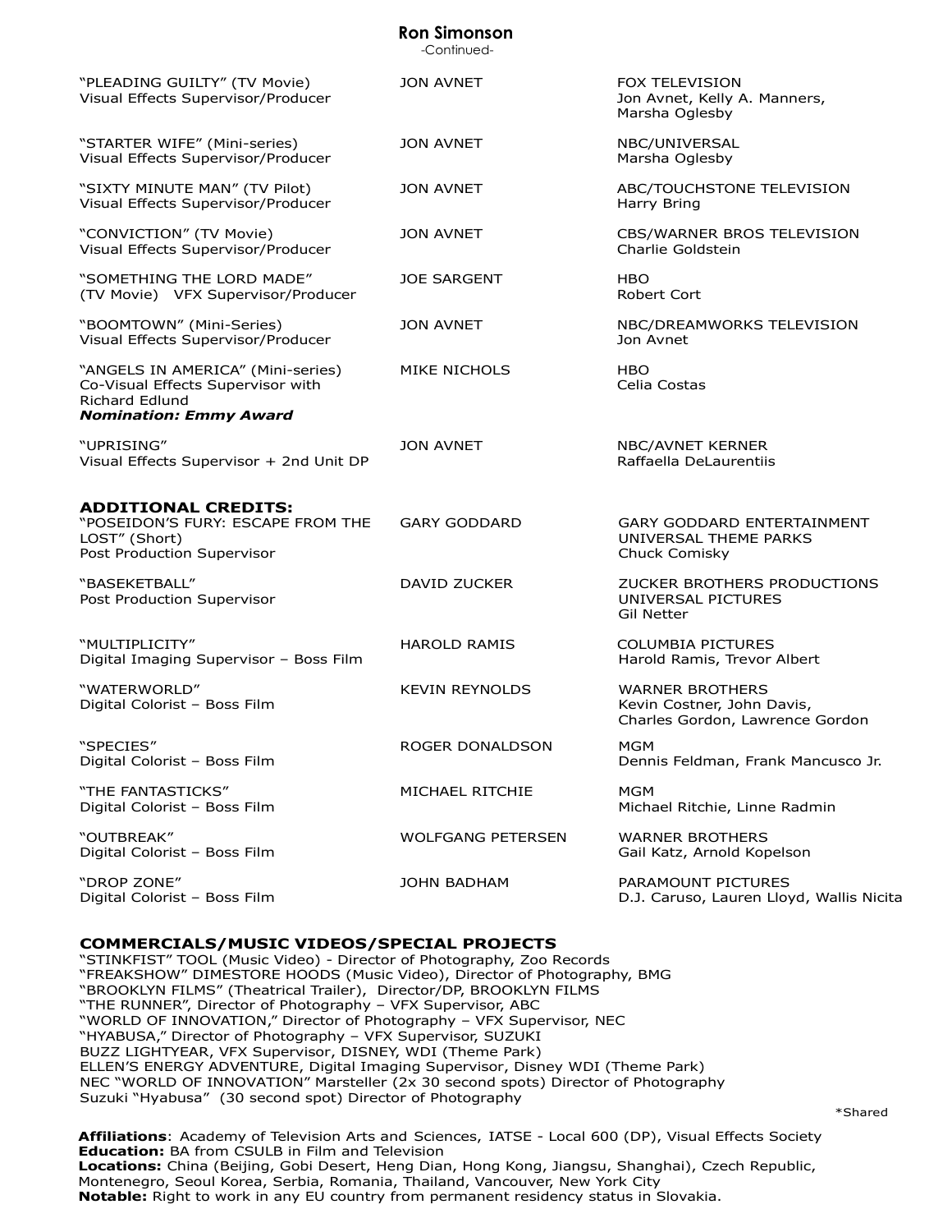**Ron Simonson**
-Continued-

| | | |
|---|---|---|
| "PLEADING GUILTY" (TV Movie)<br>Visual Effects Supervisor/Producer | JON AVNET | FOX TELEVISION<br>Jon Avnet, Kelly A. Manners, Marsha Oglesby |
| "STARTER WIFE" (Mini-series)<br>Visual Effects Supervisor/Producer | JON AVNET | NBC/UNIVERSAL<br>Marsha Oglesby |
| "SIXTY MINUTE MAN" (TV Pilot)<br>Visual Effects Supervisor/Producer | JON AVNET | ABC/TOUCHSTONE TELEVISION<br>Harry Bring |
| "CONVICTION" (TV Movie)<br>Visual Effects Supervisor/Producer | JON AVNET | CBS/WARNER BROS TELEVISION<br>Charlie Goldstein |
| "SOMETHING THE LORD MADE"<br>(TV Movie) VFX Supervisor/Producer | JOE SARGENT | HBO<br>Robert Cort |
| "BOOMTOWN" (Mini-Series)<br>Visual Effects Supervisor/Producer | JON AVNET | NBC/DREAMWORKS TELEVISION<br>Jon Avnet |
| "ANGELS IN AMERICA" (Mini-series)<br>Co-Visual Effects Supervisor with Richard Edlund<br>***Nomination: Emmy Award*** | MIKE NICHOLS | HBO<br>Celia Costas |
| "UPRISING"<br>Visual Effects Supervisor + 2nd Unit DP | JON AVNET | NBC/AVNET KERNER<br>Raffaella DeLaurentiis |

**ADDITIONAL CREDITS:**

| | | |
|---|---|---|
| "POSEIDON'S FURY: ESCAPE FROM THE LOST" (Short)<br>Post Production Supervisor | GARY GODDARD | GARY GODDARD ENTERTAINMENT<br>UNIVERSAL THEME PARKS<br>Chuck Comisky |
| "BASEKETBALL"<br>Post Production Supervisor | DAVID ZUCKER | ZUCKER BROTHERS PRODUCTIONS<br>UNIVERSAL PICTURES<br>Gil Netter |
| "MULTIPLICITY"<br>Digital Imaging Supervisor – Boss Film | HAROLD RAMIS | COLUMBIA PICTURES<br>Harold Ramis, Trevor Albert |
| "WATERWORLD"<br>Digital Colorist – Boss Film | KEVIN REYNOLDS | WARNER BROTHERS<br>Kevin Costner, John Davis, Charles Gordon, Lawrence Gordon |
| "SPECIES"<br>Digital Colorist – Boss Film | ROGER DONALDSON | MGM<br>Dennis Feldman, Frank Mancusco Jr. |
| "THE FANTASTICKS"<br>Digital Colorist – Boss Film | MICHAEL RITCHIE | MGM<br>Michael Ritchie, Linne Radmin |
| "OUTBREAK"<br>Digital Colorist – Boss Film | WOLFGANG PETERSEN | WARNER BROTHERS<br>Gail Katz, Arnold Kopelson |
| "DROP ZONE"<br>Digital Colorist – Boss Film | JOHN BADHAM | PARAMOUNT PICTURES<br>D.J. Caruso, Lauren Lloyd, Wallis Nicita |

**COMMERCIALS/MUSIC VIDEOS/SPECIAL PROJECTS**

"STINKFIST" TOOL (Music Video) - Director of Photography, Zoo Records
"FREAKSHOW" DIMESTORE HOODS (Music Video), Director of Photography, BMG
"BROOKLYN FILMS" (Theatrical Trailer), Director/DP, BROOKLYN FILMS
"THE RUNNER", Director of Photography – VFX Supervisor, ABC
"WORLD OF INNOVATION," Director of Photography – VFX Supervisor, NEC
"HYABUSA," Director of Photography – VFX Supervisor, SUZUKI
BUZZ LIGHTYEAR, VFX Supervisor, DISNEY, WDI (Theme Park)
ELLEN'S ENERGY ADVENTURE, Digital Imaging Supervisor, Disney WDI (Theme Park)
NEC "WORLD OF INNOVATION" Marsteller (2x 30 second spots) Director of Photography
Suzuki "Hyabusa" (30 second spot) Director of Photography

*Shared

**Affiliations**: Academy of Television Arts and Sciences, IATSE - Local 600 (DP), Visual Effects Society
**Education:** BA from CSULB in Film and Television
**Locations:** China (Beijing, Gobi Desert, Heng Dian, Hong Kong, Jiangsu, Shanghai), Czech Republic, Montenegro, Seoul Korea, Serbia, Romania, Thailand, Vancouver, New York City
**Notable:** Right to work in any EU country from permanent residency status in Slovakia.